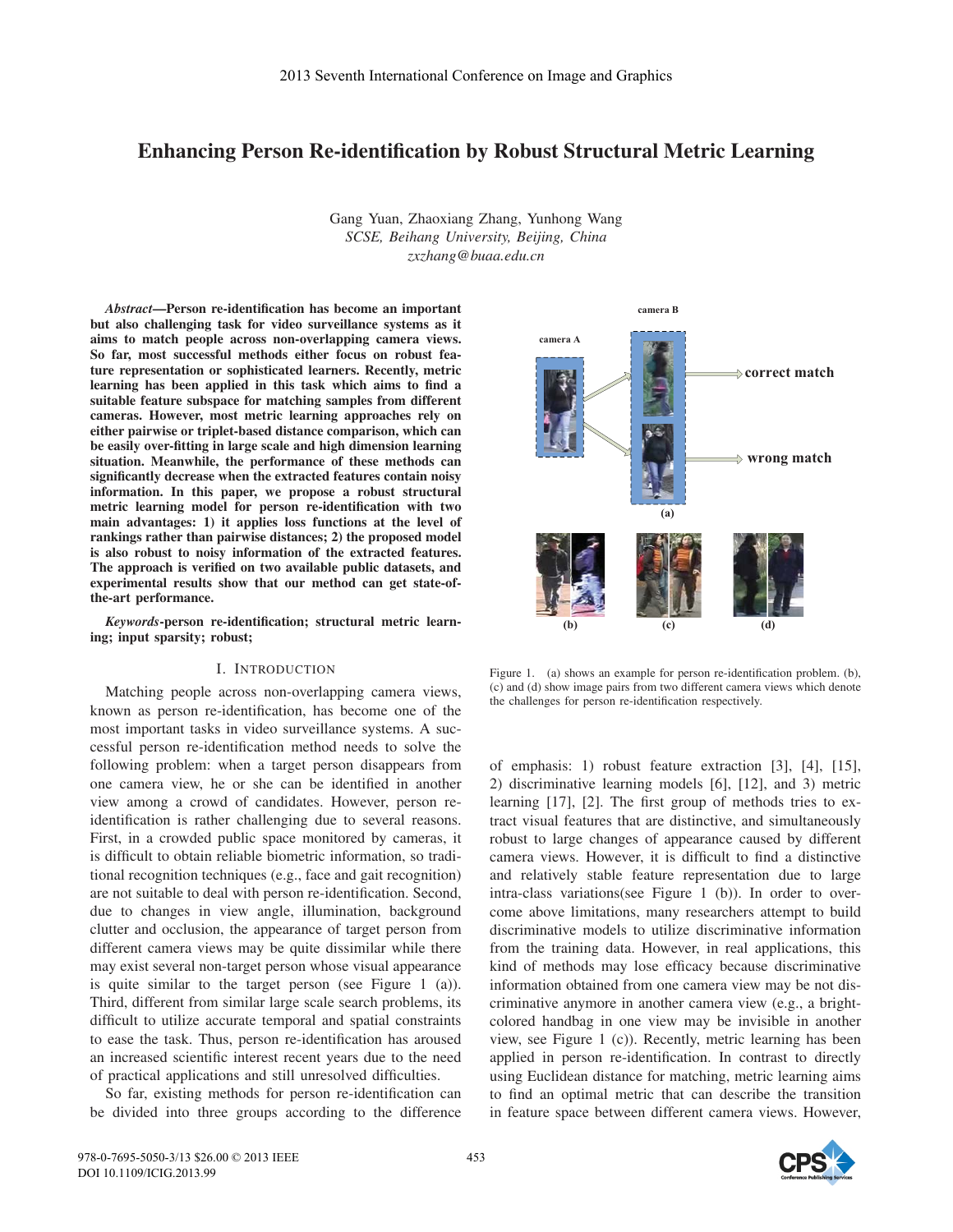# Enhancing Person Re-identification by Robust Structural Metric Learning

Gang Yuan, Zhaoxiang Zhang, Yunhong Wang
*SCSE, Beihang University, Beijing, China*
*zxzhang@buaa.edu.cn*

***Abstract*—Person re-identification has become an important but also challenging task for video surveillance systems as it aims to match people across non-overlapping camera views. So far, most successful methods either focus on robust feature representation or sophisticated learners. Recently, metric learning has been applied in this task which aims to find a suitable feature subspace for matching samples from different cameras. However, most metric learning approaches rely on either pairwise or triplet-based distance comparison, which can be easily over-fitting in large scale and high dimension learning situation. Meanwhile, the performance of these methods can significantly decrease when the extracted features contain noisy information. In this paper, we propose a robust structural metric learning model for person re-identification with two main advantages: 1) it applies loss functions at the level of rankings rather than pairwise distances; 2) the proposed model is also robust to noisy information of the extracted features. The approach is verified on two available public datasets, and experimental results show that our method can get state-of-the-art performance.**

***Keywords*-person re-identification; structural metric learning; input sparsity; robust;**

## I. Introduction

Matching people across non-overlapping camera views, known as person re-identification, has become one of the most important tasks in video surveillance systems. A successful person re-identification method needs to solve the following problem: when a target person disappears from one camera view, he or she can be identified in another view among a crowd of candidates. However, person re-identification is rather challenging due to several reasons. First, in a crowded public space monitored by cameras, it is difficult to obtain reliable biometric information, so traditional recognition techniques (e.g., face and gait recognition) are not suitable to deal with person re-identification. Second, due to changes in view angle, illumination, background clutter and occlusion, the appearance of target person from different camera views may be quite dissimilar while there may exist several non-target person whose visual appearance is quite similar to the target person (see Figure 1 (a)). Third, different from similar large scale search problems, its difficult to utilize accurate temporal and spatial constraints to ease the task. Thus, person re-identification has aroused an increased scientific interest recent years due to the need of practical applications and still unresolved difficulties.

So far, existing methods for person re-identification can be divided into three groups according to the difference of emphasis: 1) robust feature extraction [3], [4], [15], 2) discriminative learning models [6], [12], and 3) metric learning [17], [2]. The first group of methods tries to extract visual features that are distinctive, and simultaneously robust to large changes of appearance caused by different camera views. However, it is difficult to find a distinctive and relatively stable feature representation due to large intra-class variations(see Figure 1 (b)). In order to overcome above limitations, many researchers attempt to build discriminative models to utilize discriminative information from the training data. However, in real applications, this kind of methods may lose efficacy because discriminative information obtained from one camera view may be not discriminative anymore in another camera view (e.g., a bright-colored handbag in one view may be invisible in another view, see Figure 1 (c)). Recently, metric learning has been applied in person re-identification. In contrast to directly using Euclidean distance for matching, metric learning aims to find an optimal metric that can describe the transition in feature space between different camera views. However,

Figure 1. (a) shows an example for person re-identification problem. (b), (c) and (d) show image pairs from two different camera views which denote the challenges for person re-identification respectively.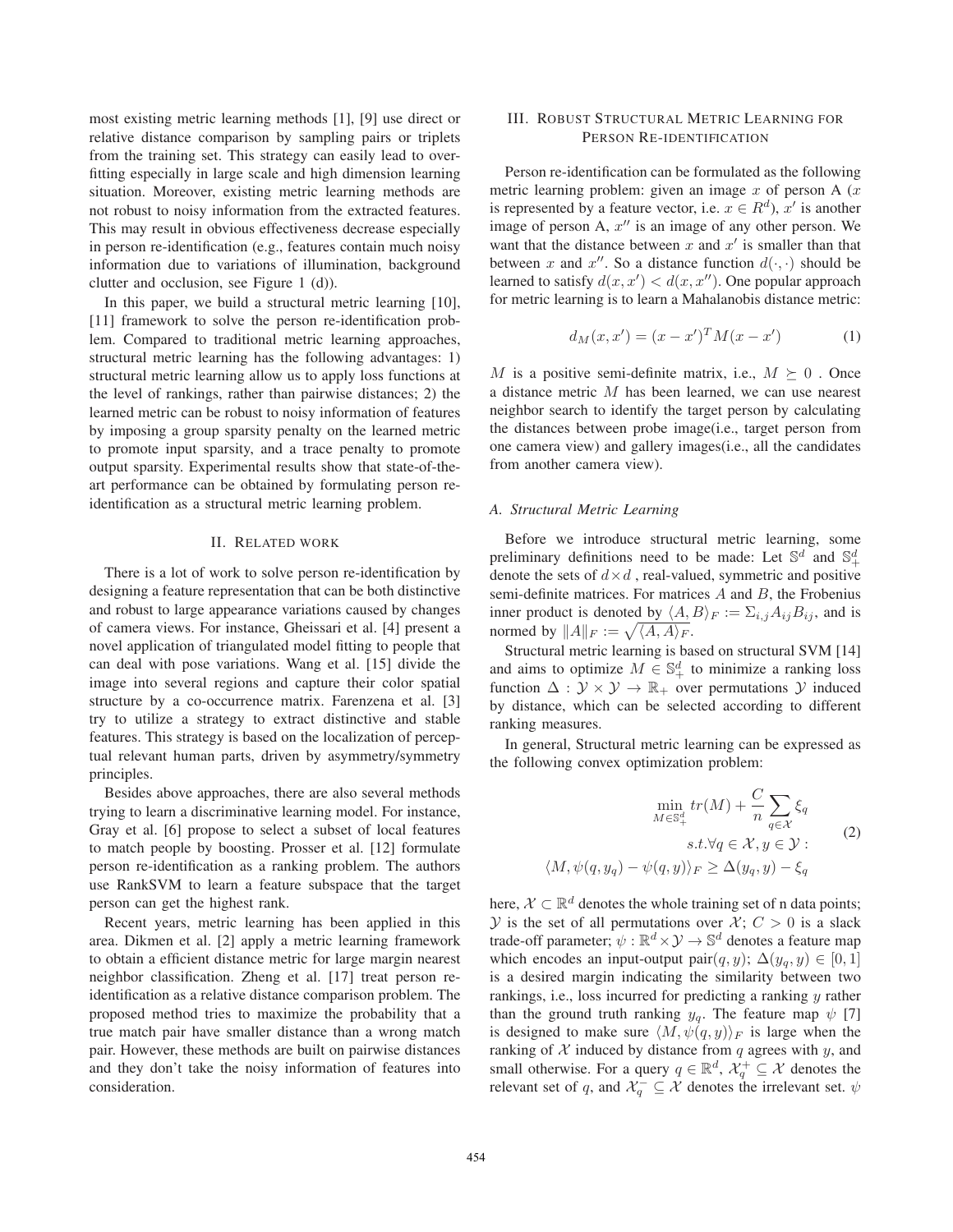most existing metric learning methods [1], [9] use direct or relative distance comparison by sampling pairs or triplets from the training set. This strategy can easily lead to overfitting especially in large scale and high dimension learning situation. Moreover, existing metric learning methods are not robust to noisy information from the extracted features. This may result in obvious effectiveness decrease especially in person re-identification (e.g., features contain much noisy information due to variations of illumination, background clutter and occlusion, see Figure 1 (d)).

In this paper, we build a structural metric learning [10], [11] framework to solve the person re-identification problem. Compared to traditional metric learning approaches, structural metric learning has the following advantages: 1) structural metric learning allow us to apply loss functions at the level of rankings, rather than pairwise distances; 2) the learned metric can be robust to noisy information of features by imposing a group sparsity penalty on the learned metric to promote input sparsity, and a trace penalty to promote output sparsity. Experimental results show that state-of-the-art performance can be obtained by formulating person re-identification as a structural metric learning problem.

## II. Related work

There is a lot of work to solve person re-identification by designing a feature representation that can be both distinctive and robust to large appearance variations caused by changes of camera views. For instance, Gheissari et al. [4] present a novel application of triangulated model fitting to people that can deal with pose variations. Wang et al. [15] divide the image into several regions and capture their color spatial structure by a co-occurrence matrix. Farenzena et al. [3] try to utilize a strategy to extract distinctive and stable features. This strategy is based on the localization of perceptual relevant human parts, driven by asymmetry/symmetry principles.

Besides above approaches, there are also several methods trying to learn a discriminative learning model. For instance, Gray et al. [6] propose to select a subset of local features to match people by boosting. Prosser et al. [12] formulate person re-identification as a ranking problem. The authors use RankSVM to learn a feature subspace that the target person can get the highest rank.

Recent years, metric learning has been applied in this area. Dikmen et al. [2] apply a metric learning framework to obtain a efficient distance metric for large margin nearest neighbor classification. Zheng et al. [17] treat person re-identification as a relative distance comparison problem. The proposed method tries to maximize the probability that a true match pair have smaller distance than a wrong match pair. However, these methods are built on pairwise distances and they don't take the noisy information of features into consideration.

## III. Robust Structural Metric Learning for Person Re-identification

Person re-identification can be formulated as the following metric learning problem: given an image $x$ of person A ($x$ is represented by a feature vector, i.e. $x \in R^d$), $x'$ is another image of person A, $x''$ is an image of any other person. We want that the distance between $x$ and $x'$ is smaller than that between $x$ and $x''$. So a distance function $d(\cdot,\cdot)$ should be learned to satisfy $d(x,x') < d(x,x'')$. One popular approach for metric learning is to learn a Mahalanobis distance metric:

$$d_M(x,x') = (x-x')^T M (x-x') \tag{1}$$

$M$ is a positive semi-definite matrix, i.e., $M \succeq 0$ . Once a distance metric $M$ has been learned, we can use nearest neighbor search to identify the target person by calculating the distances between probe image(i.e., target person from one camera view) and gallery images(i.e., all the candidates from another camera view).

### A. Structural Metric Learning

Before we introduce structural metric learning, some preliminary definitions need to be made: Let $\mathbb{S}^d$ and $\mathbb{S}^d_+$ denote the sets of $d \times d$ , real-valued, symmetric and positive semi-definite matrices. For matrices $A$ and $B$, the Frobenius inner product is denoted by $\langle A, B\rangle_F := \Sigma_{i,j} A_{ij} B_{ij}$, and is normed by $\|A\|_F := \sqrt{\langle A, A\rangle_F}$.

Structural metric learning is based on structural SVM [14] and aims to optimize $M \in \mathbb{S}^d_+$ to minimize a ranking loss function $\Delta : \mathcal{Y} \times \mathcal{Y} \rightarrow \mathbb{R}_+$ over permutations $\mathcal{Y}$ induced by distance, which can be selected according to different ranking measures.

In general, Structural metric learning can be expressed as the following convex optimization problem:

$$\begin{gathered}\min_{M \in \mathbb{S}^d_+} tr(M) + \frac{C}{n} \sum_{q \in \mathcal{X}} \xi_q \\ s.t. \forall q \in \mathcal{X}, y \in \mathcal{Y} : \\ \langle M, \psi(q, y_q) - \psi(q, y)\rangle_F \geq \Delta(y_q, y) - \xi_q\end{gathered} \tag{2}$$

here, $\mathcal{X} \subset \mathbb{R}^d$ denotes the whole training set of n data points; $\mathcal{Y}$ is the set of all permutations over $\mathcal{X}$; $C > 0$ is a slack trade-off parameter; $\psi : \mathbb{R}^d \times \mathcal{Y} \rightarrow \mathbb{S}^d$ denotes a feature map which encodes an input-output pair$(q, y)$; $\Delta(y_q, y) \in [0, 1]$ is a desired margin indicating the similarity between two rankings, i.e., loss incurred for predicting a ranking $y$ rather than the ground truth ranking $y_q$. The feature map $\psi$ [7] is designed to make sure $\langle M, \psi(q, y)\rangle_F$ is large when the ranking of $\mathcal{X}$ induced by distance from $q$ agrees with $y$, and small otherwise. For a query $q \in \mathbb{R}^d$, $\mathcal{X}^+_q \subseteq \mathcal{X}$ denotes the relevant set of $q$, and $\mathcal{X}^-_q \subseteq \mathcal{X}$ denotes the irrelevant set. $\psi$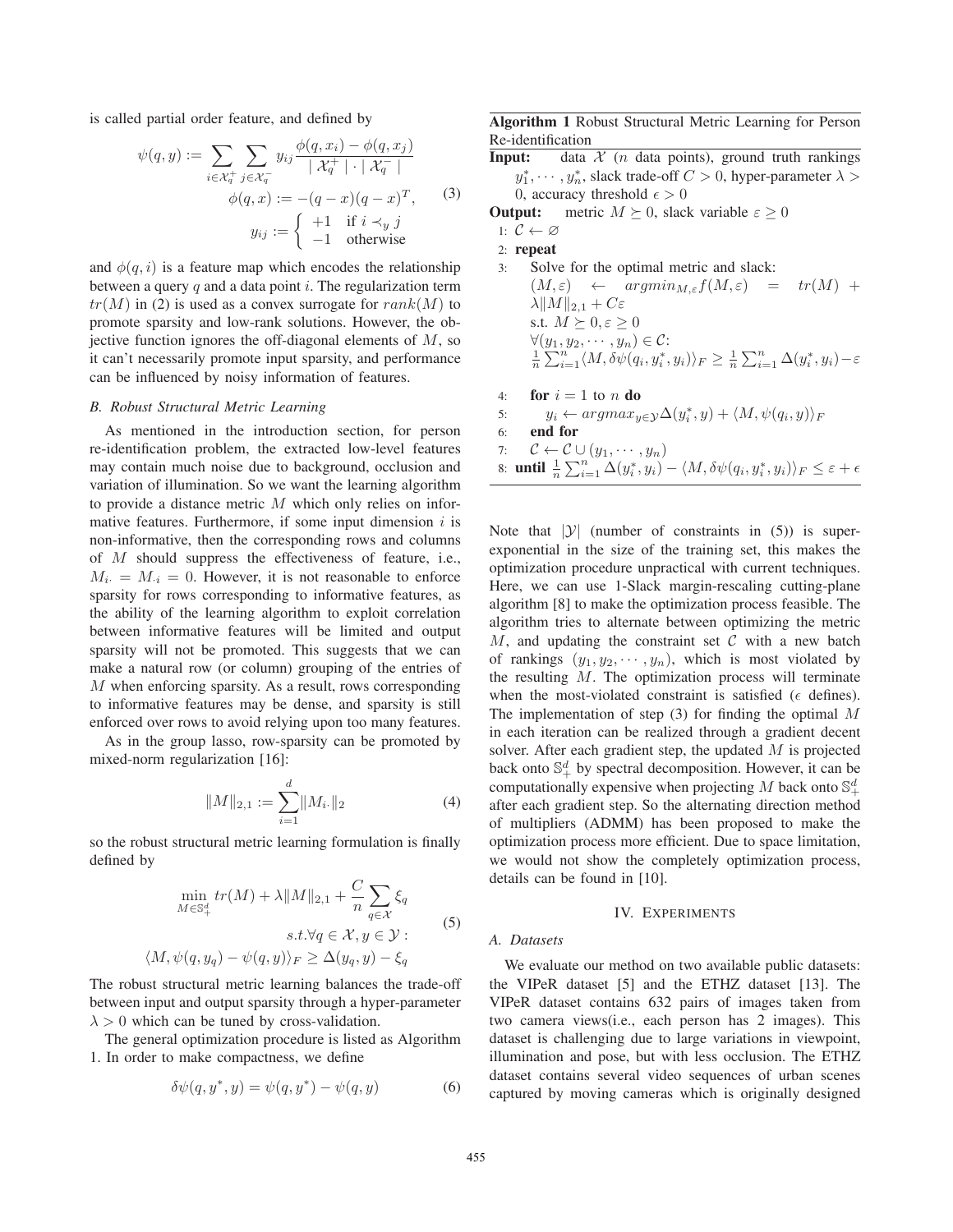is called partial order feature, and defined by

$$\psi(q,y) := \sum_{i \in \mathcal{X}_q^+} \sum_{j \in \mathcal{X}_q^-} y_{ij} \frac{\phi(q,x_i) - \phi(q,x_j)}{|\mathcal{X}_q^+| \cdot |\mathcal{X}_q^-|}$$
$$\phi(q,x) := -(q-x)(q-x)^T, \tag{3}$$
$$y_{ij} := \begin{cases} +1 & \text{if } i \prec_y j \\ -1 & \text{otherwise} \end{cases}$$

and $\phi(q,i)$ is a feature map which encodes the relationship between a query $q$ and a data point $i$. The regularization term $tr(M)$ in (2) is used as a convex surrogate for $rank(M)$ to promote sparsity and low-rank solutions. However, the objective function ignores the off-diagonal elements of $M$, so it can't necessarily promote input sparsity, and performance can be influenced by noisy information of features.

### B. Robust Structural Metric Learning

As mentioned in the introduction section, for person re-identification problem, the extracted low-level features may contain much noise due to background, occlusion and variation of illumination. So we want the learning algorithm to provide a distance metric $M$ which only relies on informative features. Furthermore, if some input dimension $i$ is non-informative, then the corresponding rows and columns of $M$ should suppress the effectiveness of feature, i.e., $M_{i\cdot} = M_{\cdot i} = 0$. However, it is not reasonable to enforce sparsity for rows corresponding to informative features, as the ability of the learning algorithm to exploit correlation between informative features will be limited and output sparsity will not be promoted. This suggests that we can make a natural row (or column) grouping of the entries of $M$ when enforcing sparsity. As a result, rows corresponding to informative features may be dense, and sparsity is still enforced over rows to avoid relying upon too many features.

As in the group lasso, row-sparsity can be promoted by mixed-norm regularization [16]:

$$\|M\|_{2,1} := \sum_{i=1}^{d} \|M_{i\cdot}\|_2 \tag{4}$$

so the robust structural metric learning formulation is finally defined by

$$\min_{M \in \mathbb{S}_+^d} tr(M) + \lambda \|M\|_{2,1} + \frac{C}{n} \sum_{q \in \mathcal{X}} \xi_q$$
$$s.t. \forall q \in \mathcal{X}, y \in \mathcal{Y}: \tag{5}$$
$$\langle M, \psi(q,y_q) - \psi(q,y) \rangle_F \geq \Delta(y_q,y) - \xi_q$$

The robust structural metric learning balances the trade-off between input and output sparsity through a hyper-parameter $\lambda > 0$ which can be tuned by cross-validation.

The general optimization procedure is listed as Algorithm 1. In order to make compactness, we define

$$\delta\psi(q,y^*,y) = \psi(q,y^*) - \psi(q,y) \tag{6}$$

**Algorithm 1** Robust Structural Metric Learning for Person Re-identification

**Input:** data $\mathcal{X}$ ($n$ data points), ground truth rankings $y_1^*, \cdots, y_n^*$, slack trade-off $C > 0$, hyper-parameter $\lambda > 0$, accuracy threshold $\epsilon > 0$

**Output:** metric $M \succeq 0$, slack variable $\varepsilon \geq 0$

1: $\mathcal{C} \leftarrow \varnothing$
2: **repeat**
3: Solve for the optimal metric and slack: $(M, \varepsilon) \leftarrow argmin_{M,\varepsilon} f(M,\varepsilon) = tr(M) + \lambda\|M\|_{2,1} + C\varepsilon$
s.t. $M \succeq 0, \varepsilon \geq 0$
$\forall (y_1, y_2, \cdots, y_n) \in \mathcal{C}$:
$\frac{1}{n}\sum_{i=1}^{n} \langle M, \delta\psi(q_i, y_i^*, y_i) \rangle_F \geq \frac{1}{n}\sum_{i=1}^{n} \Delta(y_i^*, y_i) - \varepsilon$
4: **for** $i = 1$ to $n$ **do**
5: $y_i \leftarrow argmax_{y \in \mathcal{Y}} \Delta(y_i^*, y) + \langle M, \psi(q_i, y) \rangle_F$
6: **end for**
7: $\mathcal{C} \leftarrow \mathcal{C} \cup (y_1, \cdots, y_n)$
8: **until** $\frac{1}{n}\sum_{i=1}^{n} \Delta(y_i^*, y_i) - \langle M, \delta\psi(q_i, y_i^*, y_i) \rangle_F \leq \varepsilon + \epsilon$

Note that $|\mathcal{Y}|$ (number of constraints in (5)) is super-exponential in the size of the training set, this makes the optimization procedure unpractical with current techniques. Here, we can use 1-Slack margin-rescaling cutting-plane algorithm [8] to make the optimization process feasible. The algorithm tries to alternate between optimizing the metric $M$, and updating the constraint set $\mathcal{C}$ with a new batch of rankings $(y_1, y_2, \cdots, y_n)$, which is most violated by the resulting $M$. The optimization process will terminate when the most-violated constraint is satisfied ($\epsilon$ defines). The implementation of step (3) for finding the optimal $M$ in each iteration can be realized through a gradient decent solver. After each gradient step, the updated $M$ is projected back onto $\mathbb{S}_+^d$ by spectral decomposition. However, it can be computationally expensive when projecting $M$ back onto $\mathbb{S}_+^d$ after each gradient step. So the alternating direction method of multipliers (ADMM) has been proposed to make the optimization process more efficient. Due to space limitation, we would not show the completely optimization process, details can be found in [10].

## IV. Experiments

### A. Datasets

We evaluate our method on two available public datasets: the VIPeR dataset [5] and the ETHZ dataset [13]. The VIPeR dataset contains 632 pairs of images taken from two camera views(i.e., each person has 2 images). This dataset is challenging due to large variations in viewpoint, illumination and pose, but with less occlusion. The ETHZ dataset contains several video sequences of urban scenes captured by moving cameras which is originally designed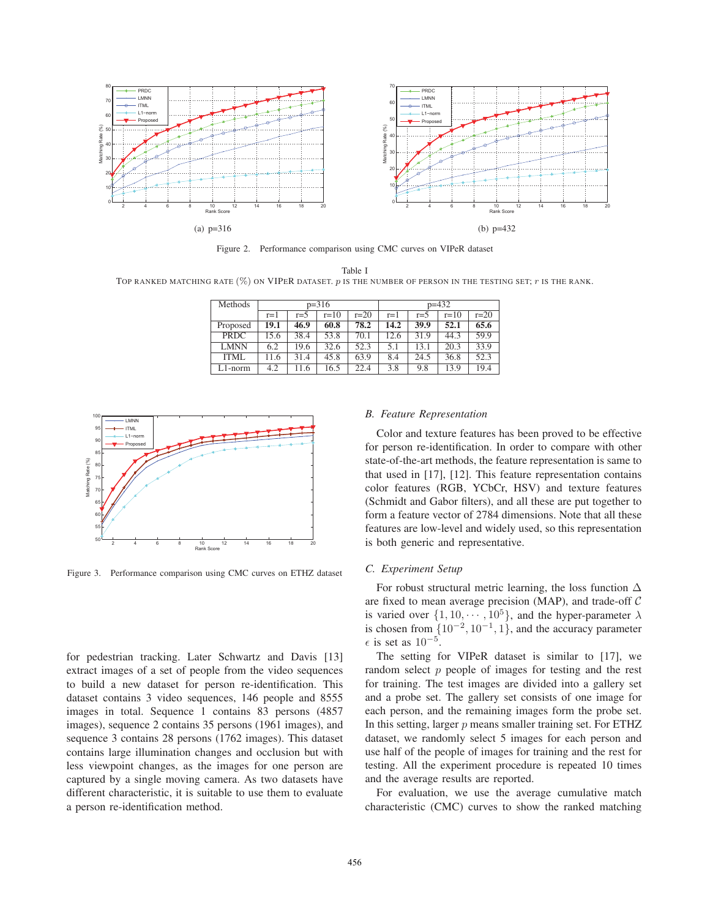(a) p=316

(b) p=432

Figure 2. Performance comparison using CMC curves on VIPeR dataset

Table I
TOP RANKED MATCHING RATE (%) ON VIPER DATASET. $p$ IS THE NUMBER OF PERSON IN THE TESTING SET; $r$ IS THE RANK.

| Methods | p=316 | | | | p=432 | | | |
|---|---|---|---|---|---|---|---|---|
| | r=1 | r=5 | r=10 | r=20 | r=1 | r=5 | r=10 | r=20 |
| Proposed | **19.1** | **46.9** | **60.8** | **78.2** | **14.2** | **39.9** | **52.1** | **65.6** |
| PRDC | 15.6 | 38.4 | 53.8 | 70.1 | 12.6 | 31.9 | 44.3 | 59.9 |
| LMNN | 6.2 | 19.6 | 32.6 | 52.3 | 5.1 | 13.1 | 20.3 | 33.9 |
| ITML | 11.6 | 31.4 | 45.8 | 63.9 | 8.4 | 24.5 | 36.8 | 52.3 |
| L1-norm | 4.2 | 11.6 | 16.5 | 22.4 | 3.8 | 9.8 | 13.9 | 19.4 |

Figure 3. Performance comparison using CMC curves on ETHZ dataset

for pedestrian tracking. Later Schwartz and Davis [13] extract images of a set of people from the video sequences to build a new dataset for person re-identification. This dataset contains 3 video sequences, 146 people and 8555 images in total. Sequence 1 contains 83 persons (4857 images), sequence 2 contains 35 persons (1961 images), and sequence 3 contains 28 persons (1762 images). This dataset contains large illumination changes and occlusion but with less viewpoint changes, as the images for one person are captured by a single moving camera. As two datasets have different characteristic, it is suitable to use them to evaluate a person re-identification method.

### B. Feature Representation

Color and texture features has been proved to be effective for person re-identification. In order to compare with other state-of-the-art methods, the feature representation is same to that used in [17], [12]. This feature representation contains color features (RGB, YCbCr, HSV) and texture features (Schmidt and Gabor filters), and all these are put together to form a feature vector of 2784 dimensions. Note that all these features are low-level and widely used, so this representation is both generic and representative.

### C. Experiment Setup

For robust structural metric learning, the loss function $\Delta$ are fixed to mean average precision (MAP), and trade-off $\mathcal{C}$ is varied over $\{1, 10, \cdots, 10^5\}$, and the hyper-parameter $\lambda$ is chosen from $\{10^{-2}, 10^{-1}, 1\}$, and the accuracy parameter $\epsilon$ is set as $10^{-5}$.

The setting for VIPeR dataset is similar to [17], we random select $p$ people of images for testing and the rest for training. The test images are divided into a gallery set and a probe set. The gallery set consists of one image for each person, and the remaining images form the probe set. In this setting, larger $p$ means smaller training set. For ETHZ dataset, we randomly select 5 images for each person and use half of the people of images for training and the rest for testing. All the experiment procedure is repeated 10 times and the average results are reported.

For evaluation, we use the average cumulative match characteristic (CMC) curves to show the ranked matching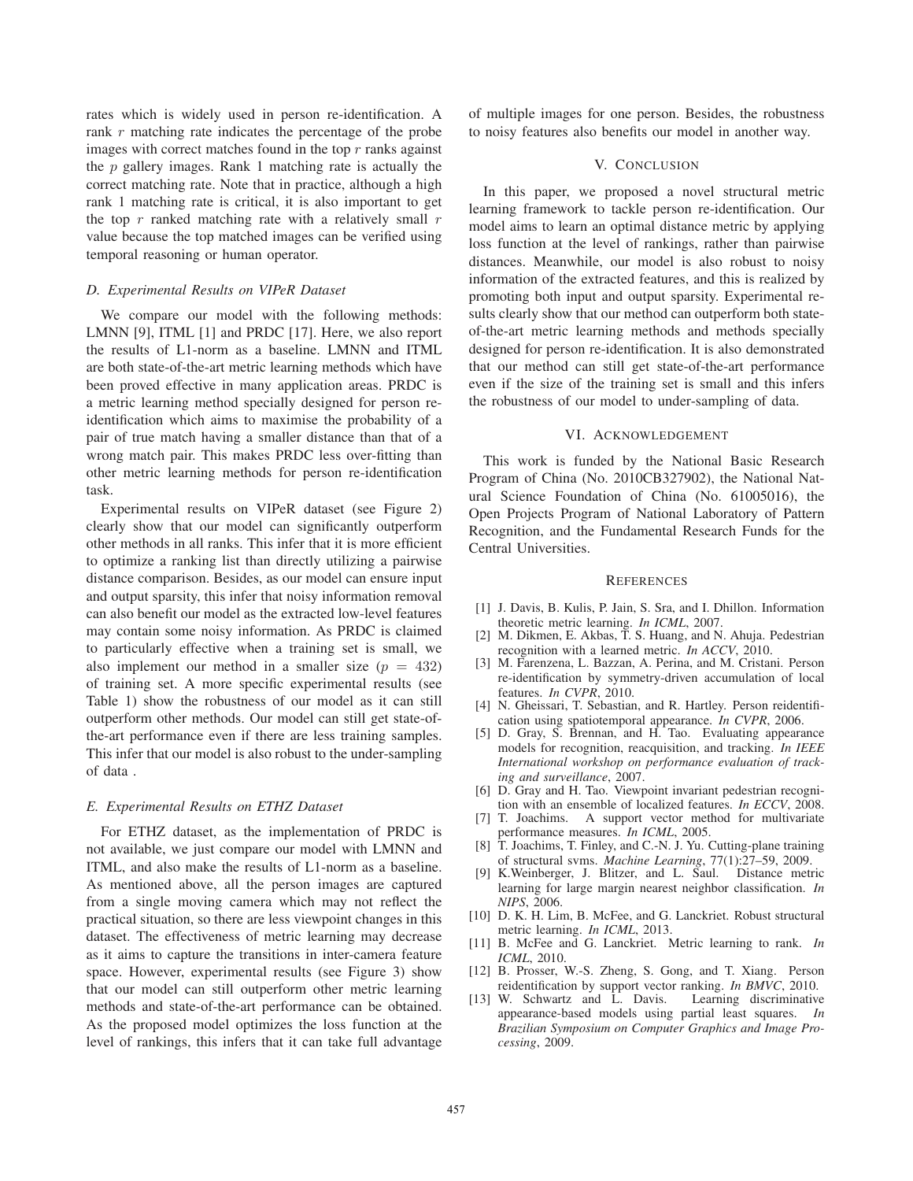rates which is widely used in person re-identification. A rank $r$ matching rate indicates the percentage of the probe images with correct matches found in the top $r$ ranks against the $p$ gallery images. Rank 1 matching rate is actually the correct matching rate. Note that in practice, although a high rank 1 matching rate is critical, it is also important to get the top $r$ ranked matching rate with a relatively small $r$ value because the top matched images can be verified using temporal reasoning or human operator.

### *D. Experimental Results on VIPeR Dataset*

We compare our model with the following methods: LMNN [9], ITML [1] and PRDC [17]. Here, we also report the results of L1-norm as a baseline. LMNN and ITML are both state-of-the-art metric learning methods which have been proved effective in many application areas. PRDC is a metric learning method specially designed for person re-identification which aims to maximise the probability of a pair of true match having a smaller distance than that of a wrong match pair. This makes PRDC less over-fitting than other metric learning methods for person re-identification task.

Experimental results on VIPeR dataset (see Figure 2) clearly show that our model can significantly outperform other methods in all ranks. This infer that it is more efficient to optimize a ranking list than directly utilizing a pairwise distance comparison. Besides, as our model can ensure input and output sparsity, this infer that noisy information removal can also benefit our model as the extracted low-level features may contain some noisy information. As PRDC is claimed to particularly effective when a training set is small, we also implement our method in a smaller size ($p = 432$) of training set. A more specific experimental results (see Table 1) show the robustness of our model as it can still outperform other methods. Our model can still get state-of-the-art performance even if there are less training samples. This infer that our model is also robust to the under-sampling of data .

### *E. Experimental Results on ETHZ Dataset*

For ETHZ dataset, as the implementation of PRDC is not available, we just compare our model with LMNN and ITML, and also make the results of L1-norm as a baseline. As mentioned above, all the person images are captured from a single moving camera which may not reflect the practical situation, so there are less viewpoint changes in this dataset. The effectiveness of metric learning may decrease as it aims to capture the transitions in inter-camera feature space. However, experimental results (see Figure 3) show that our model can still outperform other metric learning methods and state-of-the-art performance can be obtained. As the proposed model optimizes the loss function at the level of rankings, this infers that it can take full advantage of multiple images for one person. Besides, the robustness to noisy features also benefits our model in another way.

## V. Conclusion

In this paper, we proposed a novel structural metric learning framework to tackle person re-identification. Our model aims to learn an optimal distance metric by applying loss function at the level of rankings, rather than pairwise distances. Meanwhile, our model is also robust to noisy information of the extracted features, and this is realized by promoting both input and output sparsity. Experimental results clearly show that our method can outperform both state-of-the-art metric learning methods and methods specially designed for person re-identification. It is also demonstrated that our method can still get state-of-the-art performance even if the size of the training set is small and this infers the robustness of our model to under-sampling of data.

## VI. Acknowledgement

This work is funded by the National Basic Research Program of China (No. 2010CB327902), the National Natural Science Foundation of China (No. 61005016), the Open Projects Program of National Laboratory of Pattern Recognition, and the Fundamental Research Funds for the Central Universities.

## References

[1] J. Davis, B. Kulis, P. Jain, S. Sra, and I. Dhillon. Information theoretic metric learning. *In ICML*, 2007.

[2] M. Dikmen, E. Akbas, T. S. Huang, and N. Ahuja. Pedestrian recognition with a learned metric. *In ACCV*, 2010.

[3] M. Farenzena, L. Bazzan, A. Perina, and M. Cristani. Person re-identification by symmetry-driven accumulation of local features. *In CVPR*, 2010.

[4] N. Gheissari, T. Sebastian, and R. Hartley. Person reidentification using spatiotemporal appearance. *In CVPR*, 2006.

[5] D. Gray, S. Brennan, and H. Tao. Evaluating appearance models for recognition, reacquisition, and tracking. *In IEEE International workshop on performance evaluation of tracking and surveillance*, 2007.

[6] D. Gray and H. Tao. Viewpoint invariant pedestrian recognition with an ensemble of localized features. *In ECCV*, 2008.

[7] T. Joachims. A support vector method for multivariate performance measures. *In ICML*, 2005.

[8] T. Joachims, T. Finley, and C.-N. J. Yu. Cutting-plane training of structural svms. *Machine Learning*, 77(1):27–59, 2009.

[9] K.Weinberger, J. Blitzer, and L. Saul. Distance metric learning for large margin nearest neighbor classification. *In NIPS*, 2006.

[10] D. K. H. Lim, B. McFee, and G. Lanckriet. Robust structural metric learning. *In ICML*, 2013.

[11] B. McFee and G. Lanckriet. Metric learning to rank. *In ICML*, 2010.

[12] B. Prosser, W.-S. Zheng, S. Gong, and T. Xiang. Person reidentification by support vector ranking. *In BMVC*, 2010.

[13] W. Schwartz and L. Davis. Learning discriminative appearance-based models using partial least squares. *In Brazilian Symposium on Computer Graphics and Image Processing*, 2009.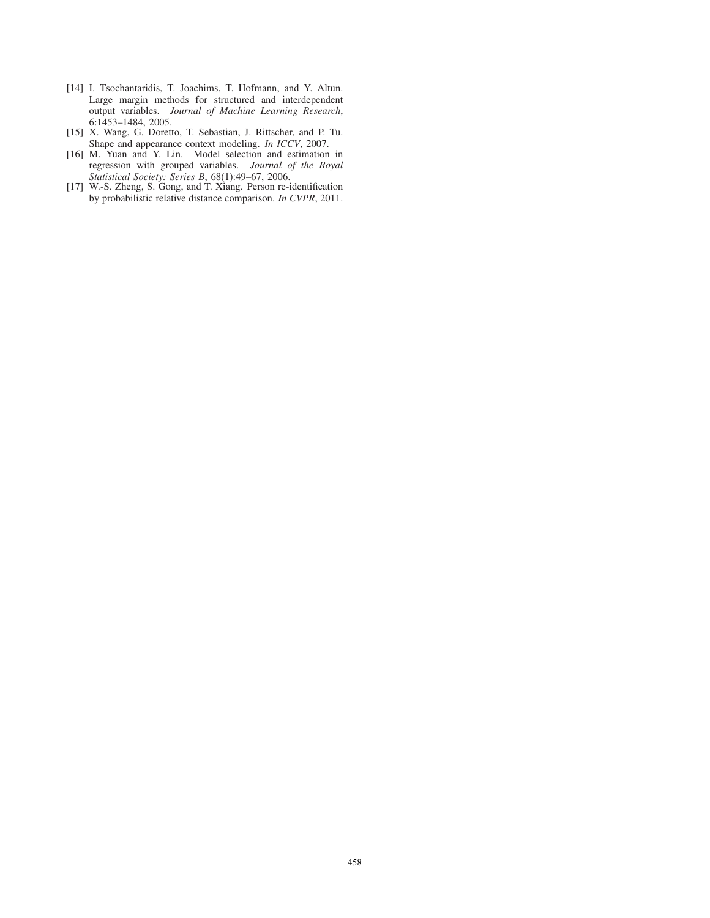[14] I. Tsochantaridis, T. Joachims, T. Hofmann, and Y. Altun. Large margin methods for structured and interdependent output variables. *Journal of Machine Learning Research*, 6:1453–1484, 2005.

[15] X. Wang, G. Doretto, T. Sebastian, J. Rittscher, and P. Tu. Shape and appearance context modeling. *In ICCV*, 2007.

[16] M. Yuan and Y. Lin. Model selection and estimation in regression with grouped variables. *Journal of the Royal Statistical Society: Series B*, 68(1):49–67, 2006.

[17] W.-S. Zheng, S. Gong, and T. Xiang. Person re-identification by probabilistic relative distance comparison. *In CVPR*, 2011.